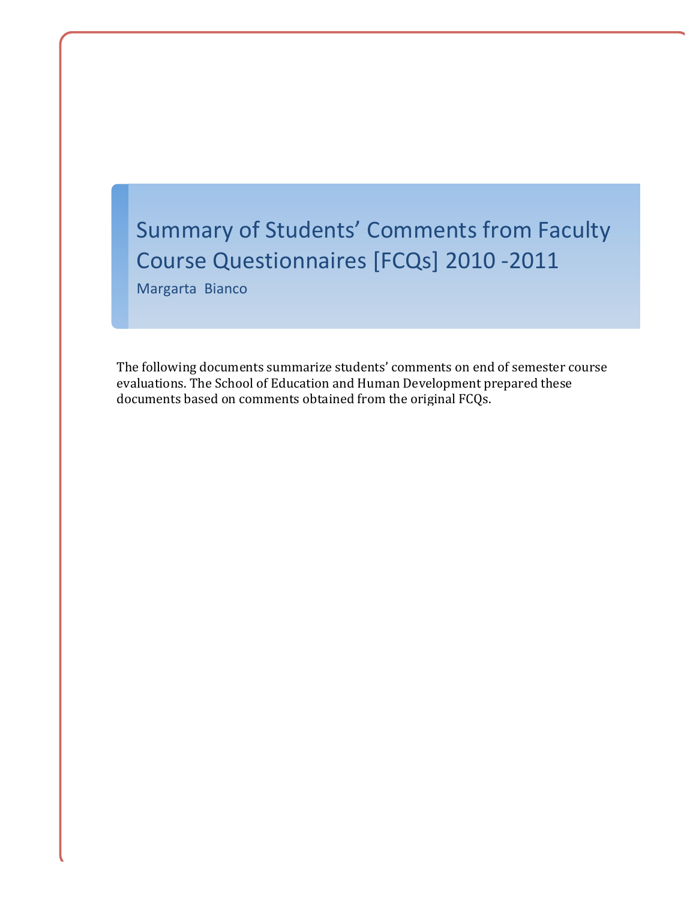# Summary of Students' Comments from Faculty Course Questionnaires [FCQs] 2010 -2011

Margarta Bianco

The following documents summarize students' comments on end of semester course evaluations. The School of Education and Human Development prepared these documents based on comments obtained from the original FCQs.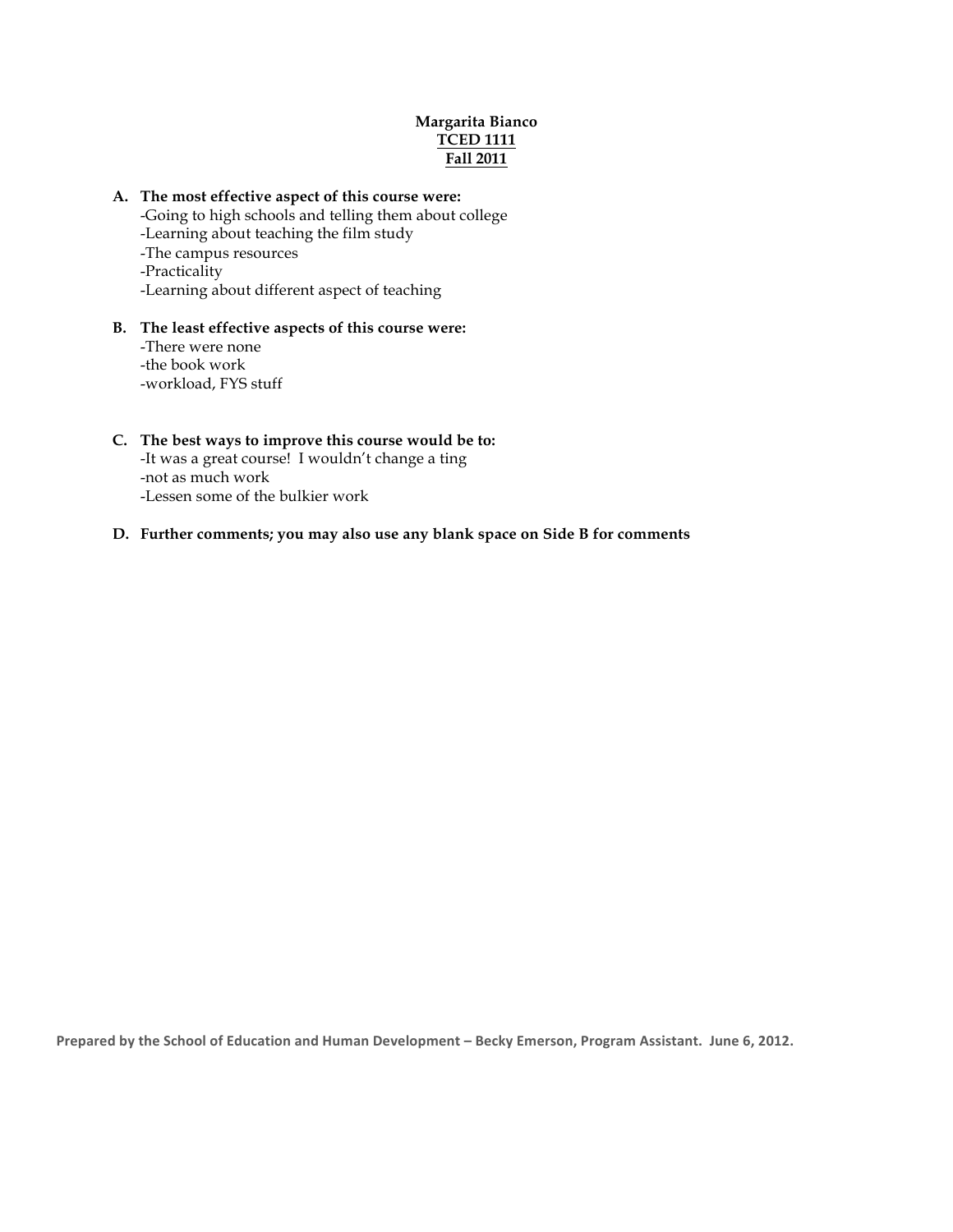**Margarita Bianco**
**TCED 1111**
**Fall 2011**

**A. The most effective aspect of this course were:**

-Going to high schools and telling them about college
-Learning about teaching the film study
-The campus resources
-Practicality
-Learning about different aspect of teaching

**B. The least effective aspects of this course were:**

-There were none
-the book work
-workload, FYS stuff

**C. The best ways to improve this course would be to:**

-It was a great course! I wouldn't change a ting
-not as much work
-Lessen some of the bulkier work

**D. Further comments; you may also use any blank space on Side B for comments**

**Prepared by the School of Education and Human Development – Becky Emerson, Program Assistant. June 6, 2012.**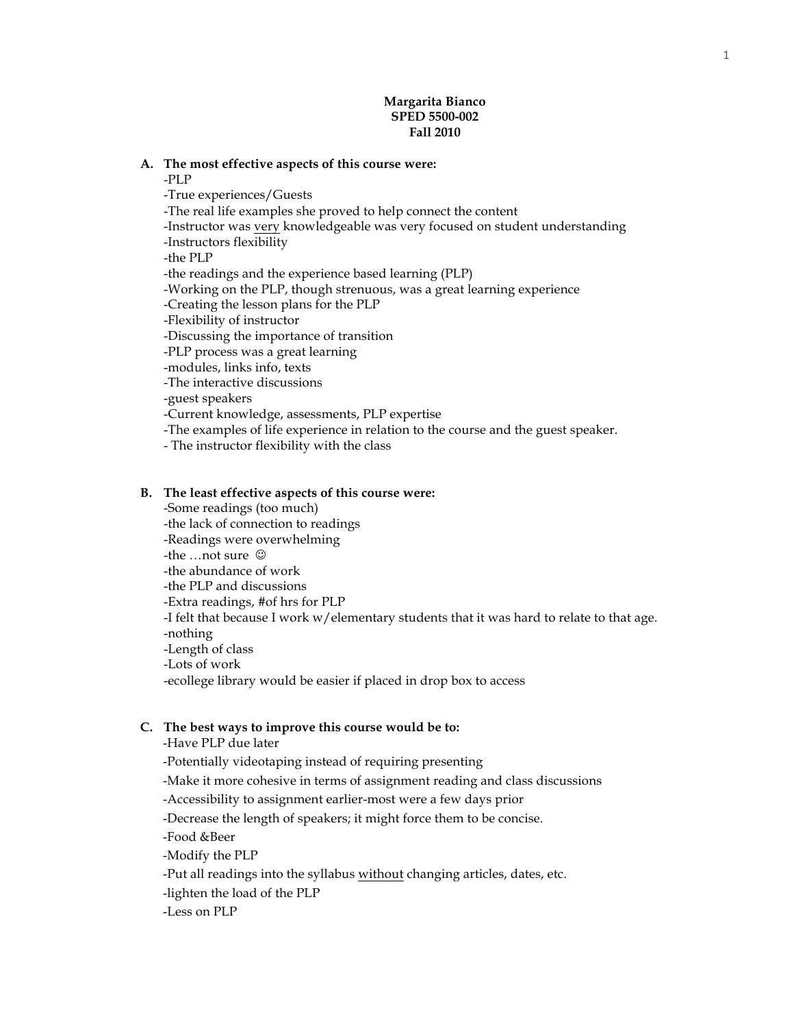**Margarita Bianco**
**SPED 5500-002**
**Fall 2010**

**A. The most effective aspects of this course were:**

-PLP
-True experiences/Guests
-The real life examples she proved to help connect the content
-Instructor was <u>very</u> knowledgeable was very focused on student understanding
-Instructors flexibility
-the PLP
-the readings and the experience based learning (PLP)
-Working on the PLP, though strenuous, was a great learning experience
-Creating the lesson plans for the PLP
-Flexibility of instructor
-Discussing the importance of transition
-PLP process was a great learning
-modules, links info, texts
-The interactive discussions
-guest speakers
-Current knowledge, assessments, PLP expertise
-The examples of life experience in relation to the course and the guest speaker.
- The instructor flexibility with the class

**B. The least effective aspects of this course were:**

-Some readings (too much)
-the lack of connection to readings
-Readings were overwhelming
-the …not sure ☺
-the abundance of work
-the PLP and discussions
-Extra readings, #of hrs for PLP
-I felt that because I work w/elementary students that it was hard to relate to that age.
-nothing
-Length of class
-Lots of work
-ecollege library would be easier if placed in drop box to access

**C. The best ways to improve this course would be to:**

-Have PLP due later
-Potentially videotaping instead of requiring presenting
-Make it more cohesive in terms of assignment reading and class discussions
-Accessibility to assignment earlier-most were a few days prior
-Decrease the length of speakers; it might force them to be concise.
-Food &Beer
-Modify the PLP
-Put all readings into the syllabus <u>without</u> changing articles, dates, etc.
-lighten the load of the PLP
-Less on PLP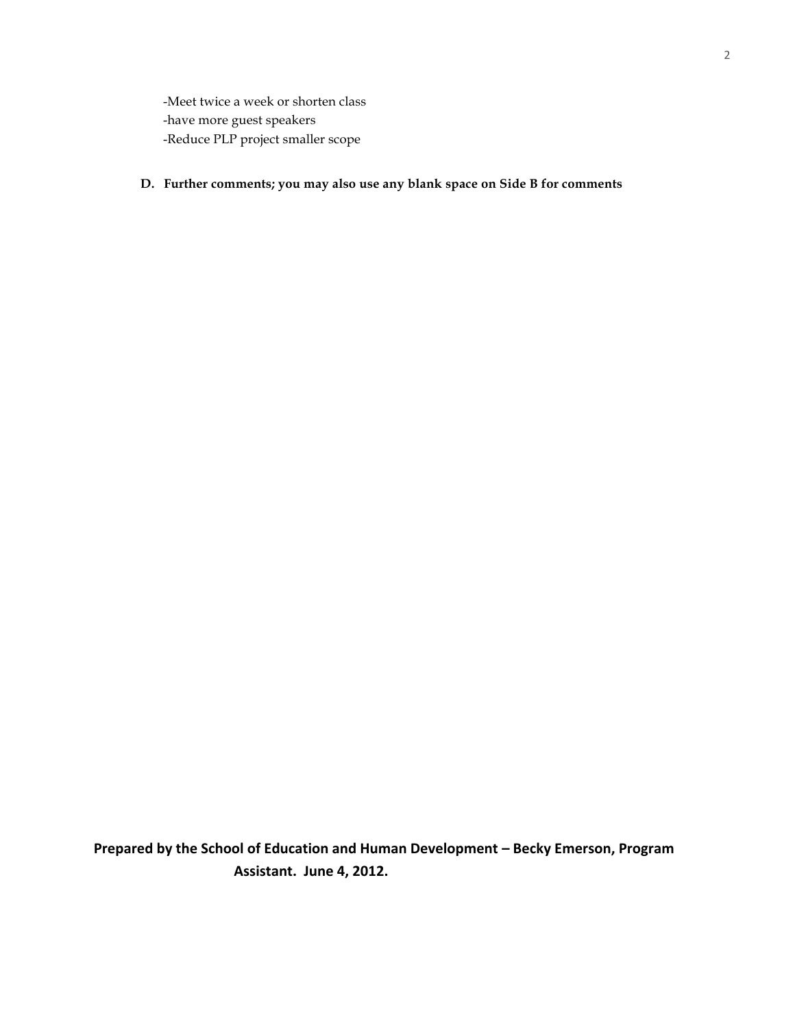-Meet twice a week or shorten class
-have more guest speakers
-Reduce PLP project smaller scope

**D. Further comments; you may also use any blank space on Side B for comments**

**Prepared by the School of Education and Human Development – Becky Emerson, Program Assistant. June 4, 2012.**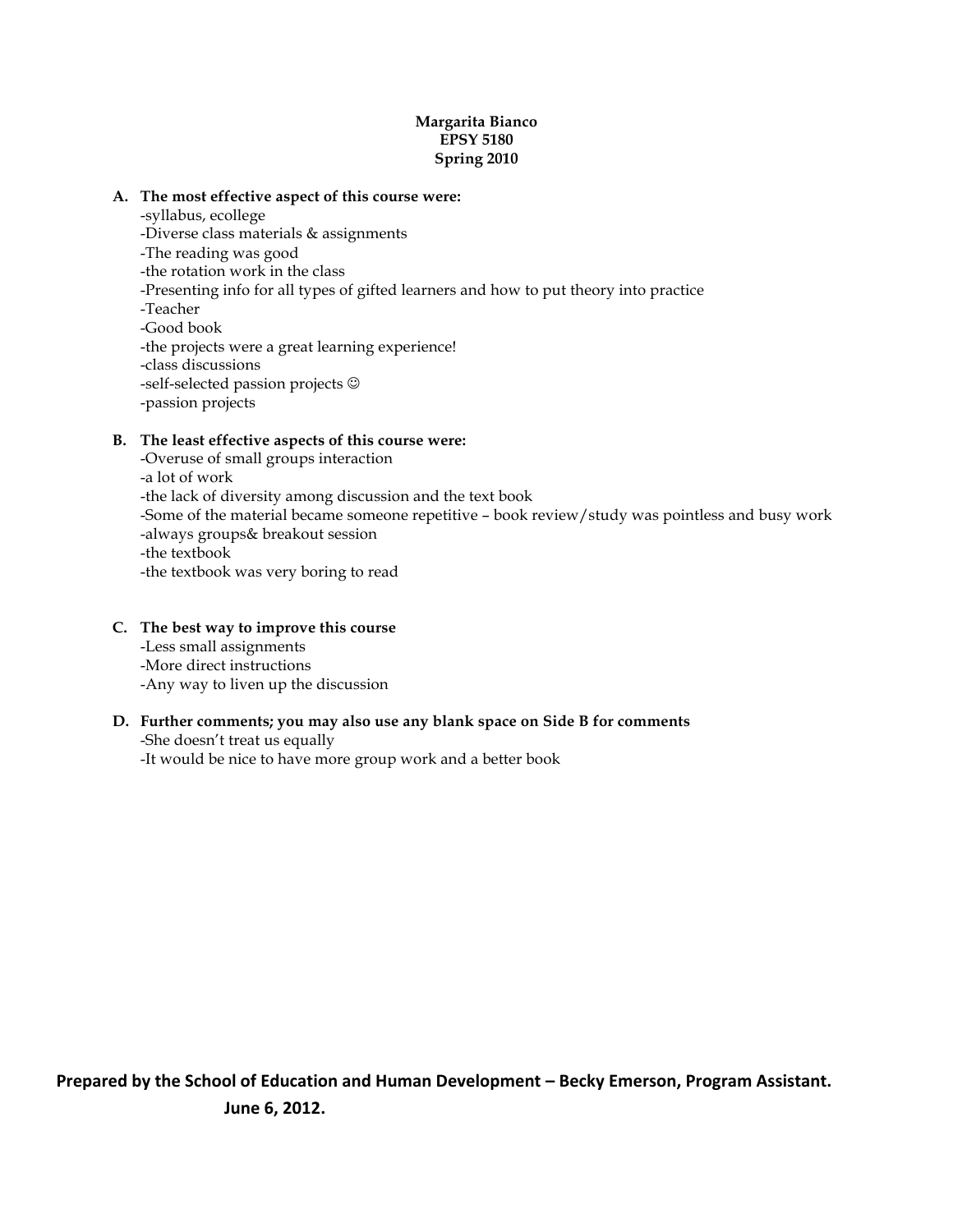**Margarita Bianco**
**EPSY 5180**
**Spring 2010**

**A. The most effective aspect of this course were:**

-syllabus, ecollege
-Diverse class materials & assignments
-The reading was good
-the rotation work in the class
-Presenting info for all types of gifted learners and how to put theory into practice
-Teacher
-Good book
-the projects were a great learning experience!
-class discussions
-self-selected passion projects ☺
-passion projects

**B. The least effective aspects of this course were:**

-Overuse of small groups interaction
-a lot of work
-the lack of diversity among discussion and the text book
-Some of the material became someone repetitive – book review/study was pointless and busy work
-always groups& breakout session
-the textbook
-the textbook was very boring to read

**C. The best way to improve this course**

-Less small assignments
-More direct instructions
-Any way to liven up the discussion

**D. Further comments; you may also use any blank space on Side B for comments**

-She doesn't treat us equally
-It would be nice to have more group work and a better book

**Prepared by the School of Education and Human Development – Becky Emerson, Program Assistant. June 6, 2012.**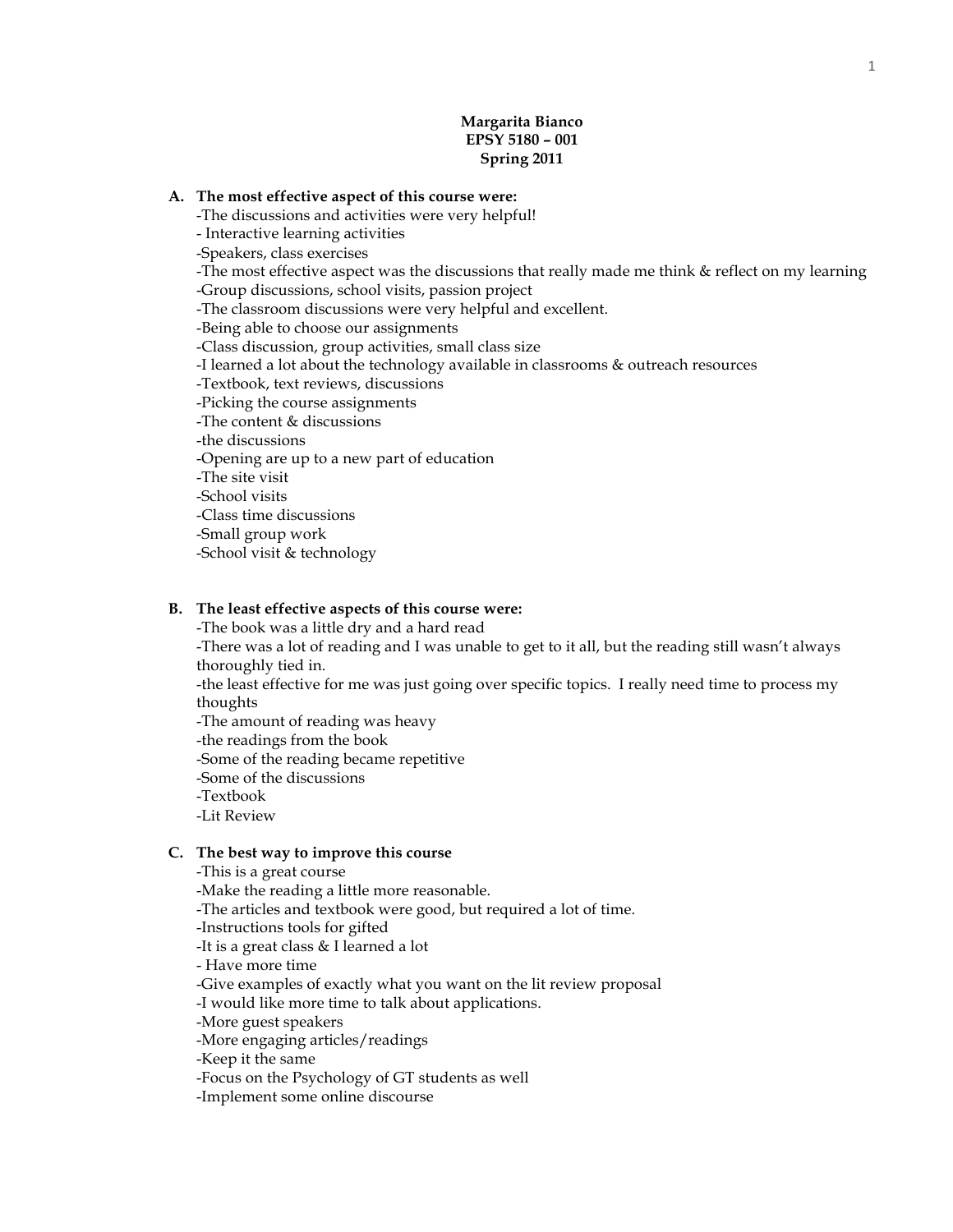**Margarita Bianco**
**EPSY 5180 – 001**
**Spring 2011**

**A. The most effective aspect of this course were:**

-The discussions and activities were very helpful!
- Interactive learning activities
-Speakers, class exercises
-The most effective aspect was the discussions that really made me think & reflect on my learning
-Group discussions, school visits, passion project
-The classroom discussions were very helpful and excellent.
-Being able to choose our assignments
-Class discussion, group activities, small class size
-I learned a lot about the technology available in classrooms & outreach resources
-Textbook, text reviews, discussions
-Picking the course assignments
-The content & discussions
-the discussions
-Opening are up to a new part of education
-The site visit
-School visits
-Class time discussions
-Small group work
-School visit & technology

**B. The least effective aspects of this course were:**

-The book was a little dry and a hard read
-There was a lot of reading and I was unable to get to it all, but the reading still wasn't always thoroughly tied in.
-the least effective for me was just going over specific topics. I really need time to process my thoughts
-The amount of reading was heavy
-the readings from the book
-Some of the reading became repetitive
-Some of the discussions
-Textbook
-Lit Review

**C. The best way to improve this course**

-This is a great course
-Make the reading a little more reasonable.
-The articles and textbook were good, but required a lot of time.
-Instructions tools for gifted
-It is a great class & I learned a lot
- Have more time
-Give examples of exactly what you want on the lit review proposal
-I would like more time to talk about applications.
-More guest speakers
-More engaging articles/readings
-Keep it the same
-Focus on the Psychology of GT students as well
-Implement some online discourse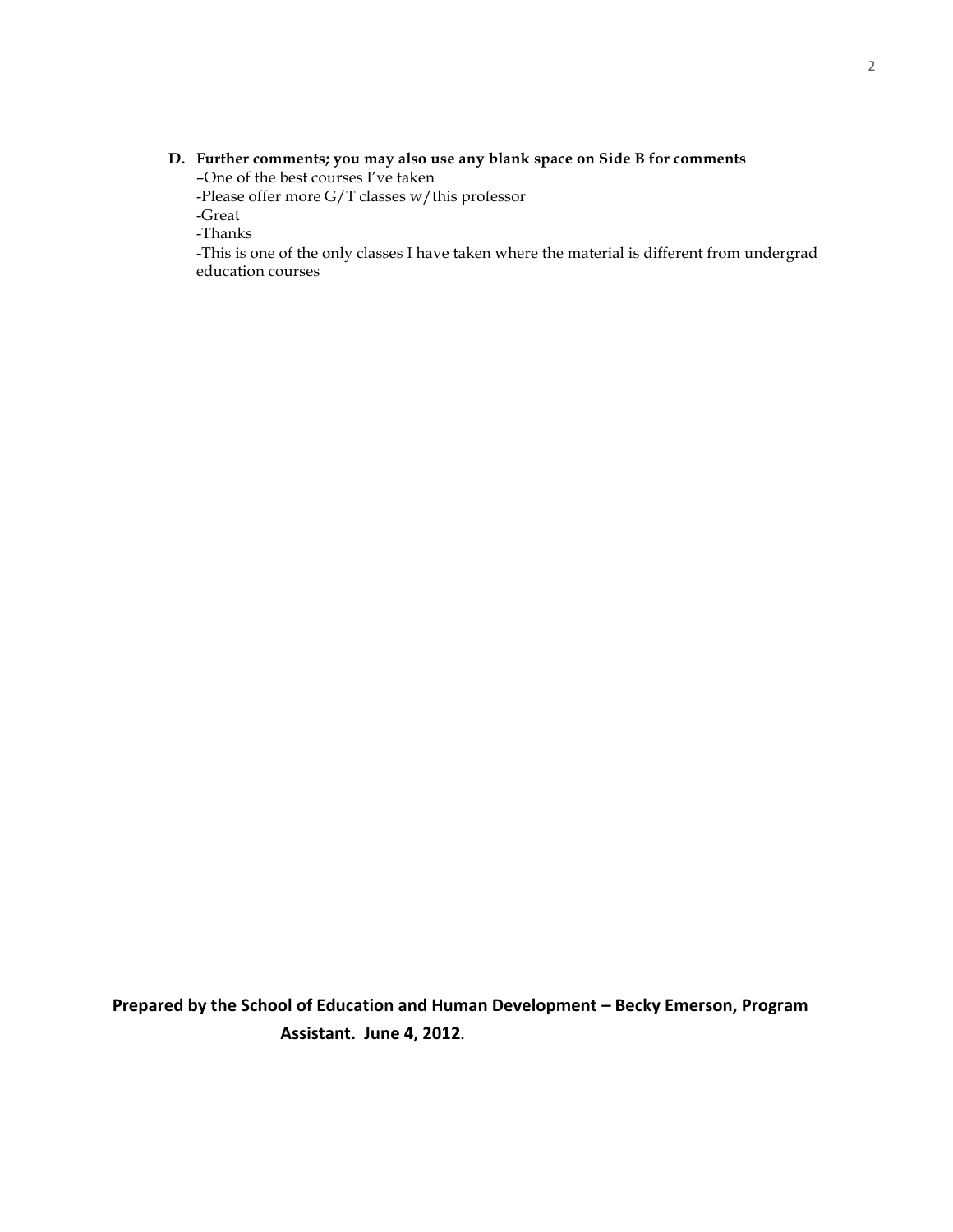**D. Further comments; you may also use any blank space on Side B for comments**

–One of the best courses I've taken

-Please offer more G/T classes w/this professor

-Great

-Thanks

-This is one of the only classes I have taken where the material is different from undergrad education courses

**Prepared by the School of Education and Human Development – Becky Emerson, Program Assistant. June 4, 2012.**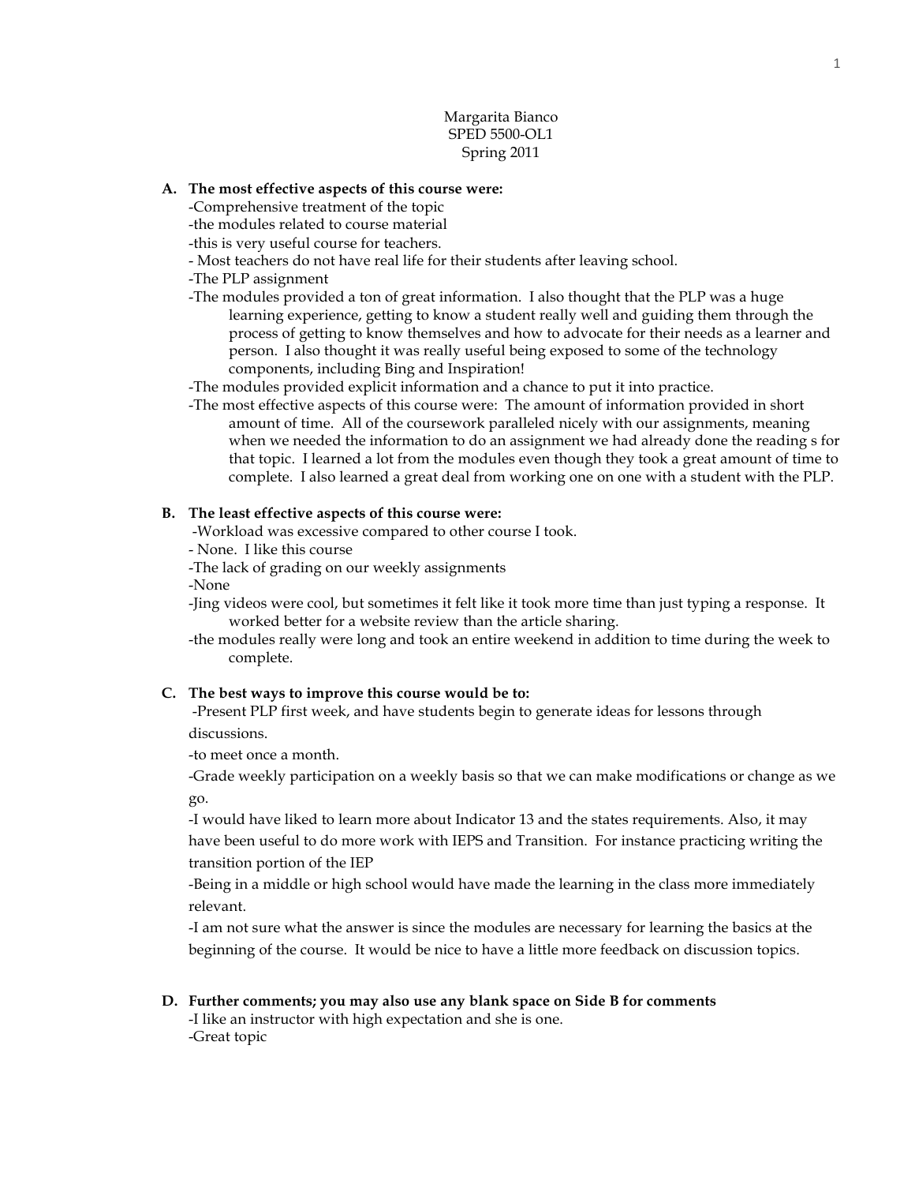Margarita Bianco
SPED 5500-OL1
Spring 2011

**A. The most effective aspects of this course were:**

-Comprehensive treatment of the topic
-the modules related to course material
-this is very useful course for teachers.
- Most teachers do not have real life for their students after leaving school.
-The PLP assignment
-The modules provided a ton of great information. I also thought that the PLP was a huge learning experience, getting to know a student really well and guiding them through the process of getting to know themselves and how to advocate for their needs as a learner and person. I also thought it was really useful being exposed to some of the technology components, including Bing and Inspiration!
-The modules provided explicit information and a chance to put it into practice.
-The most effective aspects of this course were: The amount of information provided in short amount of time. All of the coursework paralleled nicely with our assignments, meaning when we needed the information to do an assignment we had already done the reading s for that topic. I learned a lot from the modules even though they took a great amount of time to complete. I also learned a great deal from working one on one with a student with the PLP.

**B. The least effective aspects of this course were:**

-Workload was excessive compared to other course I took.
- None. I like this course
-The lack of grading on our weekly assignments
-None
-Jing videos were cool, but sometimes it felt like it took more time than just typing a response. It worked better for a website review than the article sharing.
-the modules really were long and took an entire weekend in addition to time during the week to complete.

**C. The best ways to improve this course would be to:**

-Present PLP first week, and have students begin to generate ideas for lessons through discussions.
-to meet once a month.
-Grade weekly participation on a weekly basis so that we can make modifications or change as we go.
-I would have liked to learn more about Indicator 13 and the states requirements. Also, it may have been useful to do more work with IEPS and Transition. For instance practicing writing the transition portion of the IEP
-Being in a middle or high school would have made the learning in the class more immediately relevant.
-I am not sure what the answer is since the modules are necessary for learning the basics at the beginning of the course. It would be nice to have a little more feedback on discussion topics.

**D. Further comments; you may also use any blank space on Side B for comments**

-I like an instructor with high expectation and she is one.
-Great topic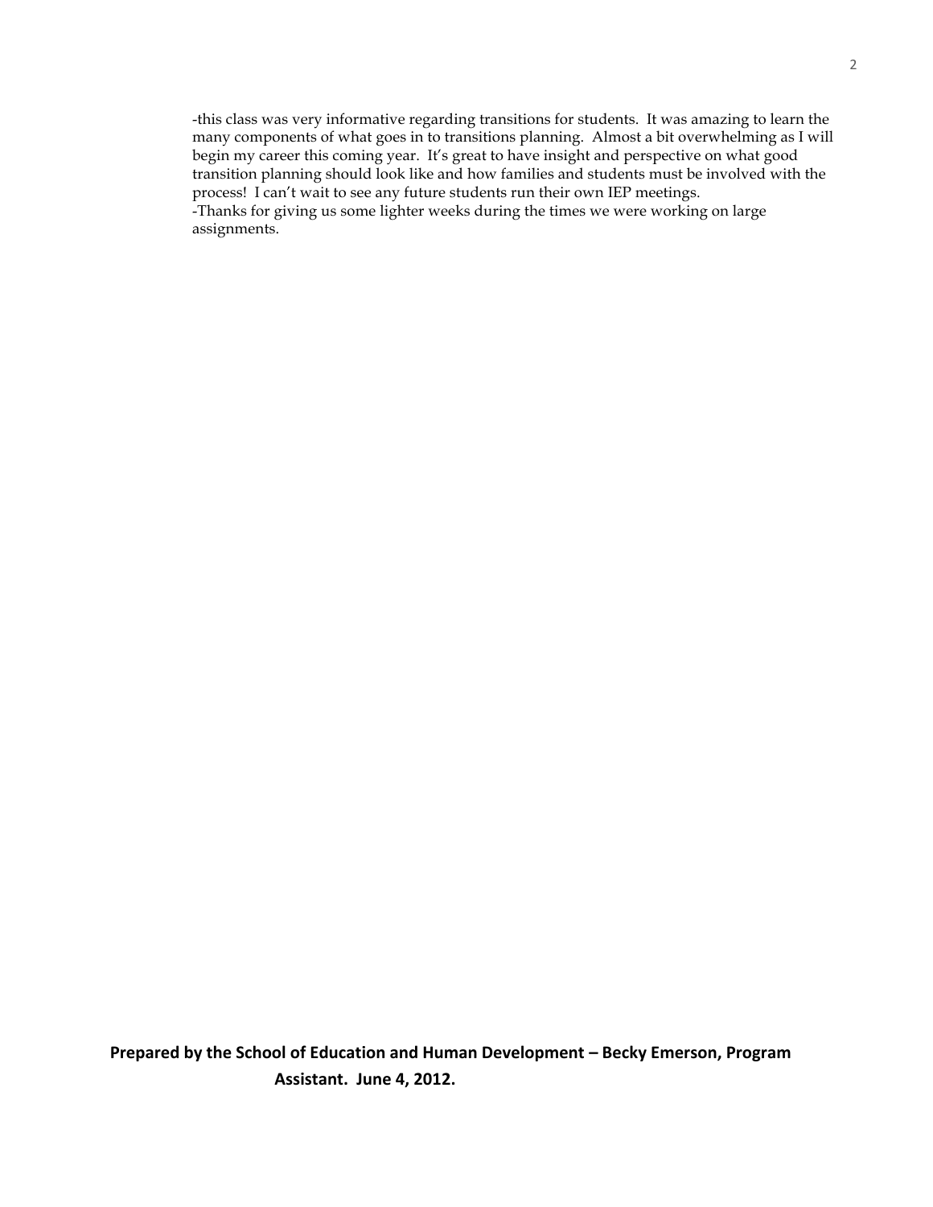-this class was very informative regarding transitions for students. It was amazing to learn the many components of what goes in to transitions planning. Almost a bit overwhelming as I will begin my career this coming year. It's great to have insight and perspective on what good transition planning should look like and how families and students must be involved with the process! I can't wait to see any future students run their own IEP meetings.
-Thanks for giving us some lighter weeks during the times we were working on large assignments.

**Prepared by the School of Education and Human Development – Becky Emerson, Program Assistant. June 4, 2012.**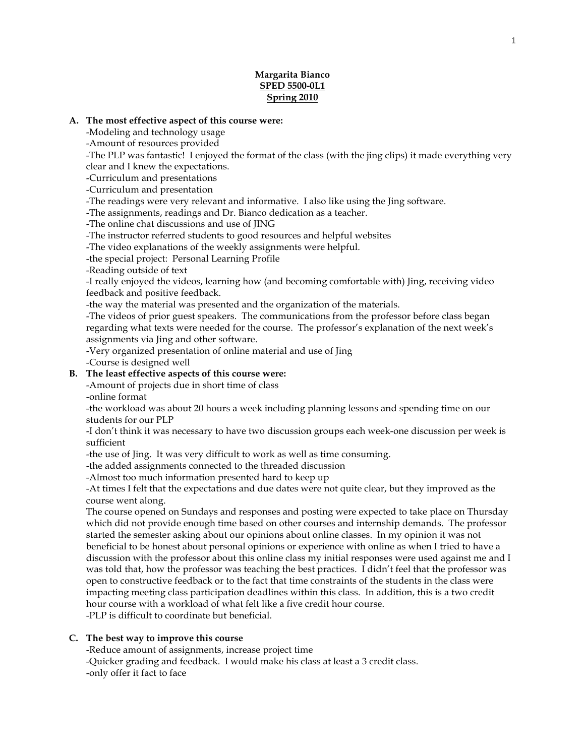**Margarita Bianco**
**SPED 5500-0L1**
**Spring 2010**

**A. The most effective aspect of this course were:**

-Modeling and technology usage
-Amount of resources provided
-The PLP was fantastic! I enjoyed the format of the class (with the jing clips) it made everything very clear and I knew the expectations.
-Curriculum and presentations
-Curriculum and presentation
-The readings were very relevant and informative. I also like using the Jing software.
-The assignments, readings and Dr. Bianco dedication as a teacher.
-The online chat discussions and use of JING
-The instructor referred students to good resources and helpful websites
-The video explanations of the weekly assignments were helpful.
-the special project: Personal Learning Profile
-Reading outside of text
-I really enjoyed the videos, learning how (and becoming comfortable with) Jing, receiving video feedback and positive feedback.
-the way the material was presented and the organization of the materials.
-The videos of prior guest speakers. The communications from the professor before class began regarding what texts were needed for the course. The professor's explanation of the next week's assignments via Jing and other software.
-Very organized presentation of online material and use of Jing
-Course is designed well

**B. The least effective aspects of this course were:**

-Amount of projects due in short time of class
-online format
-the workload was about 20 hours a week including planning lessons and spending time on our students for our PLP
-I don't think it was necessary to have two discussion groups each week-one discussion per week is sufficient
-the use of Jing. It was very difficult to work as well as time consuming.
-the added assignments connected to the threaded discussion
-Almost too much information presented hard to keep up
-At times I felt that the expectations and due dates were not quite clear, but they improved as the course went along.
The course opened on Sundays and responses and posting were expected to take place on Thursday which did not provide enough time based on other courses and internship demands. The professor started the semester asking about our opinions about online classes. In my opinion it was not beneficial to be honest about personal opinions or experience with online as when I tried to have a discussion with the professor about this online class my initial responses were used against me and I was told that, how the professor was teaching the best practices. I didn't feel that the professor was open to constructive feedback or to the fact that time constraints of the students in the class were impacting meeting class participation deadlines within this class. In addition, this is a two credit hour course with a workload of what felt like a five credit hour course.
-PLP is difficult to coordinate but beneficial.

**C. The best way to improve this course**

-Reduce amount of assignments, increase project time
-Quicker grading and feedback. I would make his class at least a 3 credit class.
-only offer it fact to face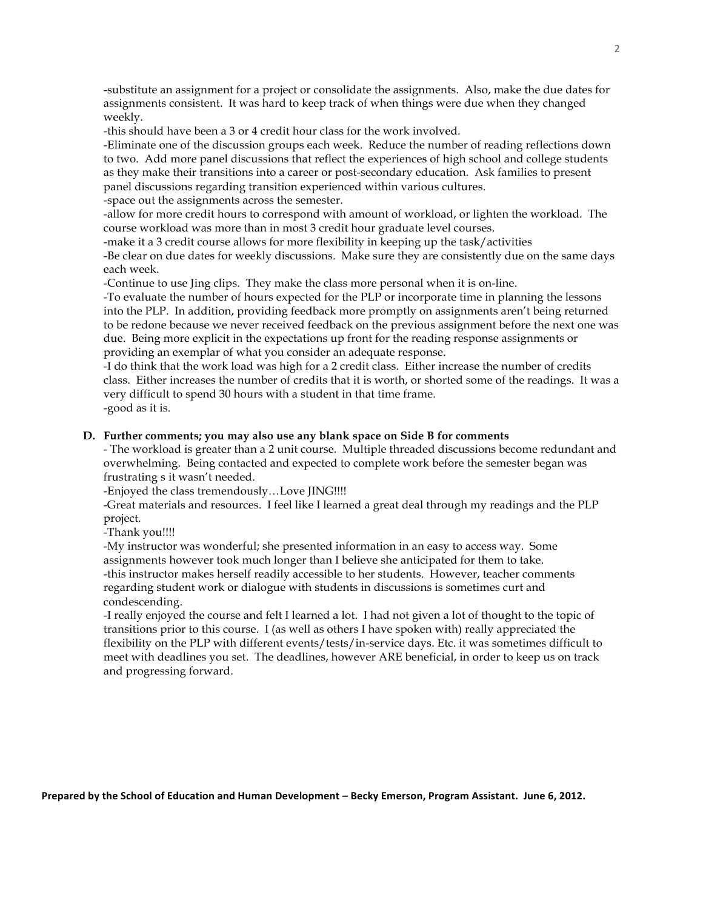-substitute an assignment for a project or consolidate the assignments. Also, make the due dates for assignments consistent. It was hard to keep track of when things were due when they changed weekly.

-this should have been a 3 or 4 credit hour class for the work involved.

-Eliminate one of the discussion groups each week. Reduce the number of reading reflections down to two. Add more panel discussions that reflect the experiences of high school and college students as they make their transitions into a career or post-secondary education. Ask families to present panel discussions regarding transition experienced within various cultures.

-space out the assignments across the semester.

-allow for more credit hours to correspond with amount of workload, or lighten the workload. The course workload was more than in most 3 credit hour graduate level courses.

-make it a 3 credit course allows for more flexibility in keeping up the task/activities

-Be clear on due dates for weekly discussions. Make sure they are consistently due on the same days each week.

-Continue to use Jing clips. They make the class more personal when it is on-line.

-To evaluate the number of hours expected for the PLP or incorporate time in planning the lessons into the PLP. In addition, providing feedback more promptly on assignments aren't being returned to be redone because we never received feedback on the previous assignment before the next one was due. Being more explicit in the expectations up front for the reading response assignments or providing an exemplar of what you consider an adequate response.

-I do think that the work load was high for a 2 credit class. Either increase the number of credits class. Either increases the number of credits that it is worth, or shorted some of the readings. It was a very difficult to spend 30 hours with a student in that time frame.

-good as it is.

**D. Further comments; you may also use any blank space on Side B for comments**

- The workload is greater than a 2 unit course. Multiple threaded discussions become redundant and overwhelming. Being contacted and expected to complete work before the semester began was frustrating s it wasn't needed.

-Enjoyed the class tremendously…Love JING!!!!

-Great materials and resources. I feel like I learned a great deal through my readings and the PLP project.

-Thank you!!!!

-My instructor was wonderful; she presented information in an easy to access way. Some assignments however took much longer than I believe she anticipated for them to take.

-this instructor makes herself readily accessible to her students. However, teacher comments regarding student work or dialogue with students in discussions is sometimes curt and condescending.

-I really enjoyed the course and felt I learned a lot. I had not given a lot of thought to the topic of transitions prior to this course. I (as well as others I have spoken with) really appreciated the flexibility on the PLP with different events/tests/in-service days. Etc. it was sometimes difficult to meet with deadlines you set. The deadlines, however ARE beneficial, in order to keep us on track and progressing forward.

**Prepared by the School of Education and Human Development – Becky Emerson, Program Assistant. June 6, 2012.**